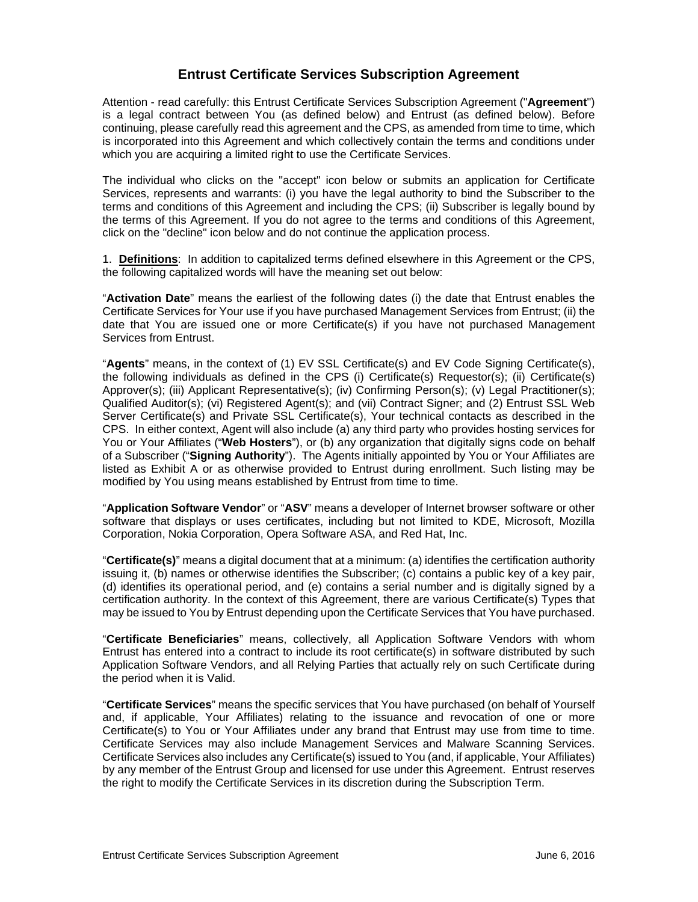# Entrust Certificate Services Subscription Agreement

Attention - read carefully: this Entrust Certificate Services Subscription Agreement ("**Agreement**") is a legal contract between You (as defined below) and Entrust (as defined below). Before continuing, please carefully read this agreement and the CPS, as amended from time to time, which is incorporated into this Agreement and which collectively contain the terms and conditions under which you are acquiring a limited right to use the Certificate Services.

The individual who clicks on the "accept" icon below or submits an application for Certificate Services, represents and warrants: (i) you have the legal authority to bind the Subscriber to the terms and conditions of this Agreement and including the CPS; (ii) Subscriber is legally bound by the terms of this Agreement. If you do not agree to the terms and conditions of this Agreement, click on the "decline" icon below and do not continue the application process.

1. **Definitions**: In addition to capitalized terms defined elsewhere in this Agreement or the CPS, the following capitalized words will have the meaning set out below:

"**Activation Date**" means the earliest of the following dates (i) the date that Entrust enables the Certificate Services for Your use if you have purchased Management Services from Entrust; (ii) the date that You are issued one or more Certificate(s) if you have not purchased Management Services from Entrust.

"**Agents**" means, in the context of (1) EV SSL Certificate(s) and EV Code Signing Certificate(s), the following individuals as defined in the CPS (i) Certificate(s) Requestor(s); (ii) Certificate(s) Approver(s); (iii) Applicant Representative(s); (iv) Confirming Person(s); (v) Legal Practitioner(s); Qualified Auditor(s); (vi) Registered Agent(s); and (vii) Contract Signer; and (2) Entrust SSL Web Server Certificate(s) and Private SSL Certificate(s), Your technical contacts as described in the CPS. In either context, Agent will also include (a) any third party who provides hosting services for You or Your Affiliates ("**Web Hosters**"), or (b) any organization that digitally signs code on behalf of a Subscriber ("**Signing Authority**"). The Agents initially appointed by You or Your Affiliates are listed as Exhibit A or as otherwise provided to Entrust during enrollment. Such listing may be modified by You using means established by Entrust from time to time.

"**Application Software Vendor**" or "**ASV**" means a developer of Internet browser software or other software that displays or uses certificates, including but not limited to KDE, Microsoft, Mozilla Corporation, Nokia Corporation, Opera Software ASA, and Red Hat, Inc.

"**Certificate(s)**" means a digital document that at a minimum: (a) identifies the certification authority issuing it, (b) names or otherwise identifies the Subscriber; (c) contains a public key of a key pair, (d) identifies its operational period, and (e) contains a serial number and is digitally signed by a certification authority. In the context of this Agreement, there are various Certificate(s) Types that may be issued to You by Entrust depending upon the Certificate Services that You have purchased.

"**Certificate Beneficiaries**" means, collectively, all Application Software Vendors with whom Entrust has entered into a contract to include its root certificate(s) in software distributed by such Application Software Vendors, and all Relying Parties that actually rely on such Certificate during the period when it is Valid.

"**Certificate Services**" means the specific services that You have purchased (on behalf of Yourself and, if applicable, Your Affiliates) relating to the issuance and revocation of one or more Certificate(s) to You or Your Affiliates under any brand that Entrust may use from time to time. Certificate Services may also include Management Services and Malware Scanning Services. Certificate Services also includes any Certificate(s) issued to You (and, if applicable, Your Affiliates) by any member of the Entrust Group and licensed for use under this Agreement. Entrust reserves the right to modify the Certificate Services in its discretion during the Subscription Term.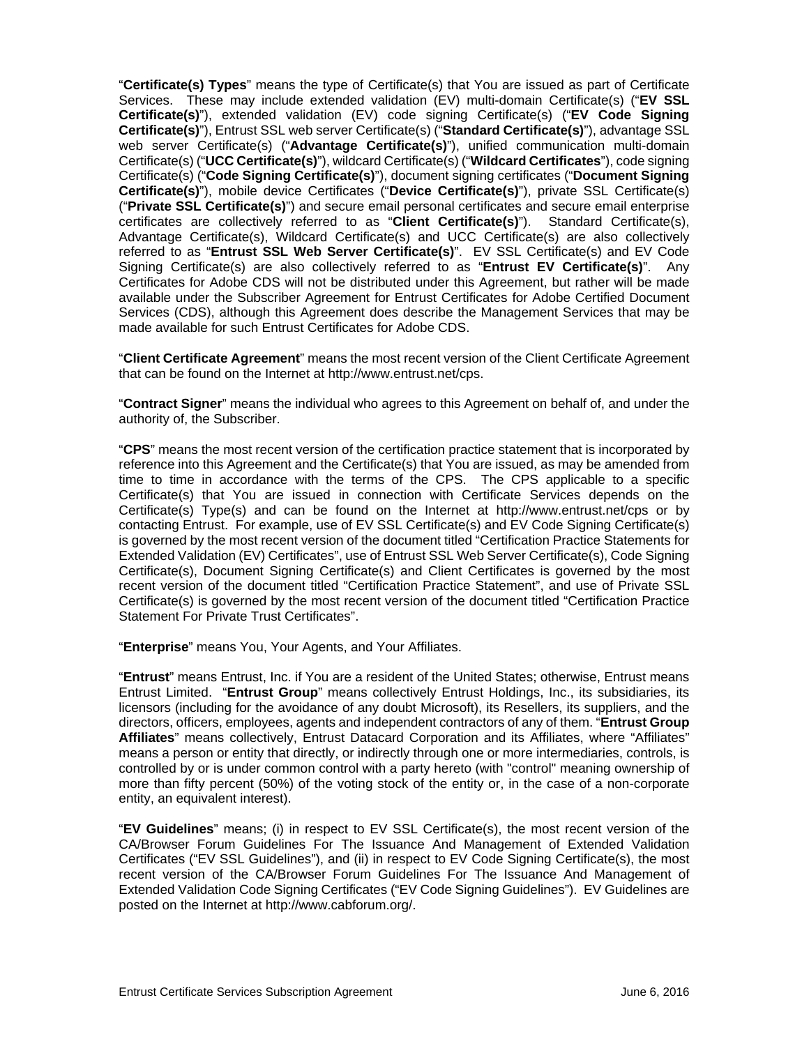"**Certificate(s) Types**" means the type of Certificate(s) that You are issued as part of Certificate Services. These may include extended validation (EV) multi-domain Certificate(s) ("**EV SSL Certificate(s)**"), extended validation (EV) code signing Certificate(s) ("**EV Code Signing Certificate(s)**"), Entrust SSL web server Certificate(s) ("**Standard Certificate(s)**"), advantage SSL web server Certificate(s) ("**Advantage Certificate(s)**"), unified communication multi-domain Certificate(s) ("**UCC Certificate(s)**"), wildcard Certificate(s) ("**Wildcard Certificates**"), code signing Certificate(s) ("**Code Signing Certificate(s)**"), document signing certificates ("**Document Signing Certificate(s)**"), mobile device Certificates ("**Device Certificate(s)**"), private SSL Certificate(s) ("**Private SSL Certificate(s)**") and secure email personal certificates and secure email enterprise certificates are collectively referred to as "**Client Certificate(s)**"). Standard Certificate(s), Advantage Certificate(s), Wildcard Certificate(s) and UCC Certificate(s) are also collectively referred to as "**Entrust SSL Web Server Certificate(s)**". EV SSL Certificate(s) and EV Code Signing Certificate(s) are also collectively referred to as "**Entrust EV Certificate(s)**". Any Certificates for Adobe CDS will not be distributed under this Agreement, but rather will be made available under the Subscriber Agreement for Entrust Certificates for Adobe Certified Document Services (CDS), although this Agreement does describe the Management Services that may be made available for such Entrust Certificates for Adobe CDS.

"**Client Certificate Agreement**" means the most recent version of the Client Certificate Agreement that can be found on the Internet at http://www.entrust.net/cps.

"**Contract Signer**" means the individual who agrees to this Agreement on behalf of, and under the authority of, the Subscriber.

"**CPS**" means the most recent version of the certification practice statement that is incorporated by reference into this Agreement and the Certificate(s) that You are issued, as may be amended from time to time in accordance with the terms of the CPS. The CPS applicable to a specific Certificate(s) that You are issued in connection with Certificate Services depends on the Certificate(s) Type(s) and can be found on the Internet at http://www.entrust.net/cps or by contacting Entrust. For example, use of EV SSL Certificate(s) and EV Code Signing Certificate(s) is governed by the most recent version of the document titled "Certification Practice Statements for Extended Validation (EV) Certificates", use of Entrust SSL Web Server Certificate(s), Code Signing Certificate(s), Document Signing Certificate(s) and Client Certificates is governed by the most recent version of the document titled "Certification Practice Statement", and use of Private SSL Certificate(s) is governed by the most recent version of the document titled "Certification Practice Statement For Private Trust Certificates".

"**Enterprise**" means You, Your Agents, and Your Affiliates.

"**Entrust**" means Entrust, Inc. if You are a resident of the United States; otherwise, Entrust means Entrust Limited. "**Entrust Group**" means collectively Entrust Holdings, Inc., its subsidiaries, its licensors (including for the avoidance of any doubt Microsoft), its Resellers, its suppliers, and the directors, officers, employees, agents and independent contractors of any of them. "**Entrust Group Affiliates**" means collectively, Entrust Datacard Corporation and its Affiliates, where "Affiliates" means a person or entity that directly, or indirectly through one or more intermediaries, controls, is controlled by or is under common control with a party hereto (with "control" meaning ownership of more than fifty percent (50%) of the voting stock of the entity or, in the case of a non-corporate entity, an equivalent interest).

"**EV Guidelines**" means; (i) in respect to EV SSL Certificate(s), the most recent version of the CA/Browser Forum Guidelines For The Issuance And Management of Extended Validation Certificates ("EV SSL Guidelines"), and (ii) in respect to EV Code Signing Certificate(s), the most recent version of the CA/Browser Forum Guidelines For The Issuance And Management of Extended Validation Code Signing Certificates ("EV Code Signing Guidelines"). EV Guidelines are posted on the Internet at http://www.cabforum.org/.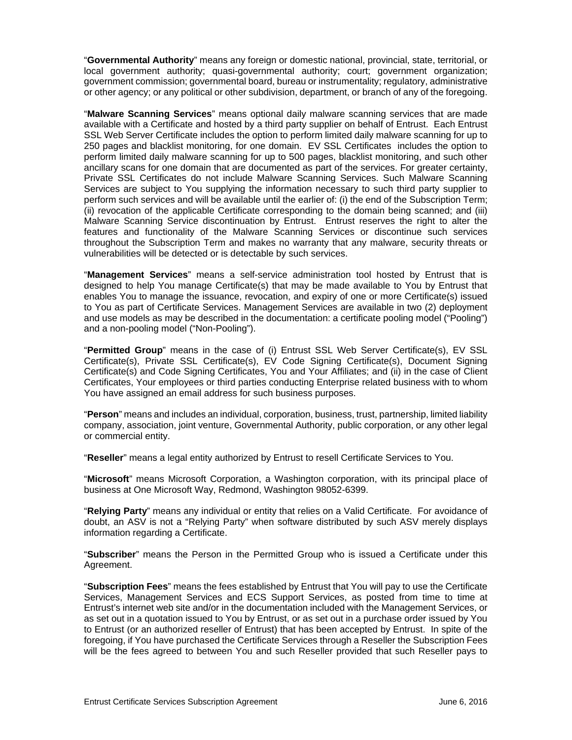"**Governmental Authority**" means any foreign or domestic national, provincial, state, territorial, or local government authority; quasi-governmental authority; court; government organization; government commission; governmental board, bureau or instrumentality; regulatory, administrative or other agency; or any political or other subdivision, department, or branch of any of the foregoing.

"**Malware Scanning Services**" means optional daily malware scanning services that are made available with a Certificate and hosted by a third party supplier on behalf of Entrust. Each Entrust SSL Web Server Certificate includes the option to perform limited daily malware scanning for up to 250 pages and blacklist monitoring, for one domain. EV SSL Certificates includes the option to perform limited daily malware scanning for up to 500 pages, blacklist monitoring, and such other ancillary scans for one domain that are documented as part of the services. For greater certainty, Private SSL Certificates do not include Malware Scanning Services. Such Malware Scanning Services are subject to You supplying the information necessary to such third party supplier to perform such services and will be available until the earlier of: (i) the end of the Subscription Term; (ii) revocation of the applicable Certificate corresponding to the domain being scanned; and (iii) Malware Scanning Service discontinuation by Entrust. Entrust reserves the right to alter the features and functionality of the Malware Scanning Services or discontinue such services throughout the Subscription Term and makes no warranty that any malware, security threats or vulnerabilities will be detected or is detectable by such services.

"**Management Services**" means a self-service administration tool hosted by Entrust that is designed to help You manage Certificate(s) that may be made available to You by Entrust that enables You to manage the issuance, revocation, and expiry of one or more Certificate(s) issued to You as part of Certificate Services. Management Services are available in two (2) deployment and use models as may be described in the documentation: a certificate pooling model ("Pooling") and a non-pooling model ("Non-Pooling").

"**Permitted Group**" means in the case of (i) Entrust SSL Web Server Certificate(s), EV SSL Certificate(s), Private SSL Certificate(s), EV Code Signing Certificate(s), Document Signing Certificate(s) and Code Signing Certificates, You and Your Affiliates; and (ii) in the case of Client Certificates, Your employees or third parties conducting Enterprise related business with to whom You have assigned an email address for such business purposes.

"**Person**" means and includes an individual, corporation, business, trust, partnership, limited liability company, association, joint venture, Governmental Authority, public corporation, or any other legal or commercial entity.

"**Reseller**" means a legal entity authorized by Entrust to resell Certificate Services to You.

"**Microsoft**" means Microsoft Corporation, a Washington corporation, with its principal place of business at One Microsoft Way, Redmond, Washington 98052-6399.

"**Relying Party**" means any individual or entity that relies on a Valid Certificate. For avoidance of doubt, an ASV is not a "Relying Party" when software distributed by such ASV merely displays information regarding a Certificate.

"**Subscriber**" means the Person in the Permitted Group who is issued a Certificate under this Agreement.

"**Subscription Fees**" means the fees established by Entrust that You will pay to use the Certificate Services, Management Services and ECS Support Services, as posted from time to time at Entrust's internet web site and/or in the documentation included with the Management Services, or as set out in a quotation issued to You by Entrust, or as set out in a purchase order issued by You to Entrust (or an authorized reseller of Entrust) that has been accepted by Entrust. In spite of the foregoing, if You have purchased the Certificate Services through a Reseller the Subscription Fees will be the fees agreed to between You and such Reseller provided that such Reseller pays to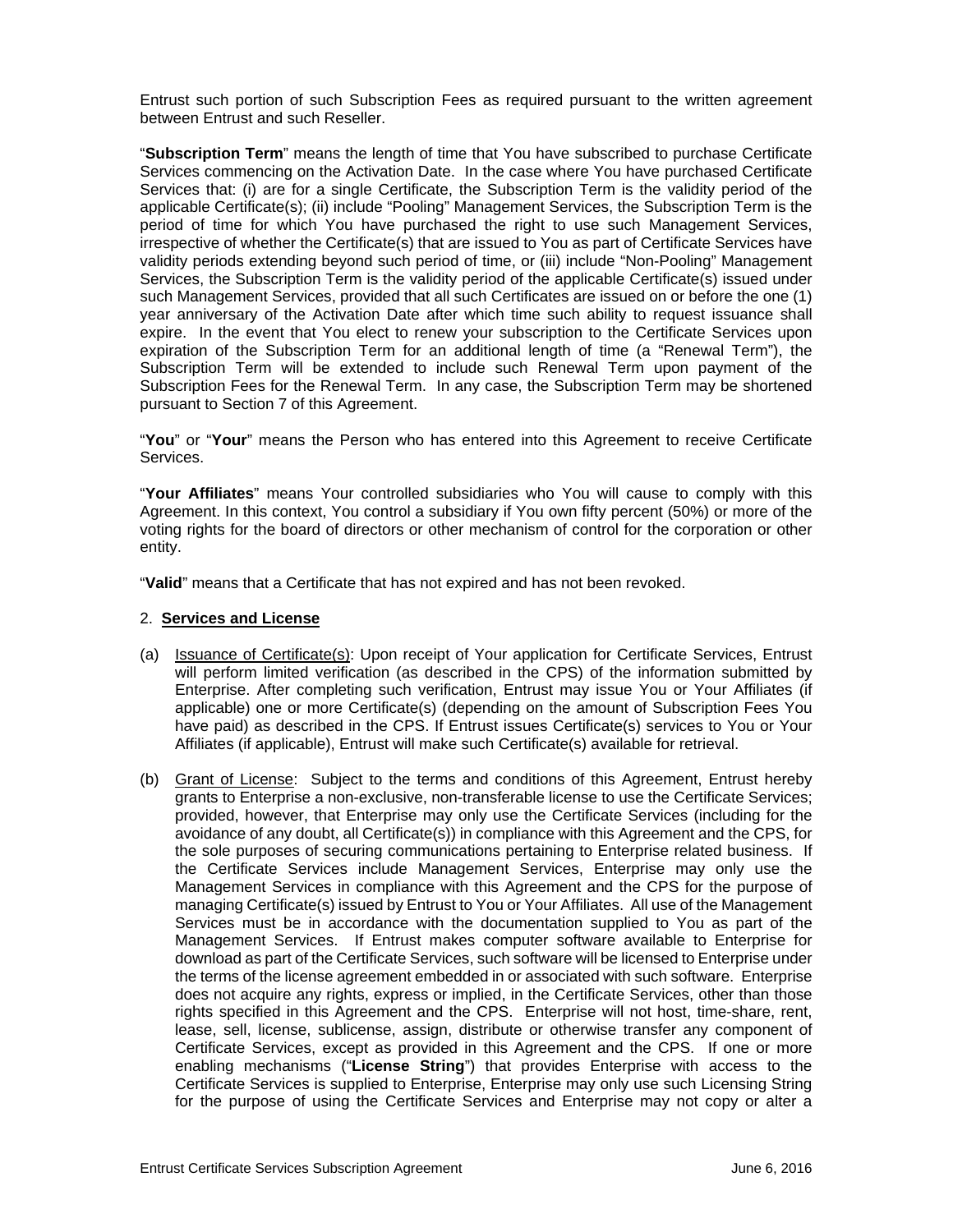Entrust such portion of such Subscription Fees as required pursuant to the written agreement between Entrust and such Reseller.

"**Subscription Term**" means the length of time that You have subscribed to purchase Certificate Services commencing on the Activation Date. In the case where You have purchased Certificate Services that: (i) are for a single Certificate, the Subscription Term is the validity period of the applicable Certificate(s); (ii) include "Pooling" Management Services, the Subscription Term is the period of time for which You have purchased the right to use such Management Services, irrespective of whether the Certificate(s) that are issued to You as part of Certificate Services have validity periods extending beyond such period of time, or (iii) include "Non-Pooling" Management Services, the Subscription Term is the validity period of the applicable Certificate(s) issued under such Management Services, provided that all such Certificates are issued on or before the one (1) year anniversary of the Activation Date after which time such ability to request issuance shall expire. In the event that You elect to renew your subscription to the Certificate Services upon expiration of the Subscription Term for an additional length of time (a "Renewal Term"), the Subscription Term will be extended to include such Renewal Term upon payment of the Subscription Fees for the Renewal Term. In any case, the Subscription Term may be shortened pursuant to Section 7 of this Agreement.

"**You**" or "**Your**" means the Person who has entered into this Agreement to receive Certificate Services.

"**Your Affiliates**" means Your controlled subsidiaries who You will cause to comply with this Agreement. In this context, You control a subsidiary if You own fifty percent (50%) or more of the voting rights for the board of directors or other mechanism of control for the corporation or other entity.

"**Valid**" means that a Certificate that has not expired and has not been revoked.

2. **Services and License**

(a) Issuance of Certificate(s): Upon receipt of Your application for Certificate Services, Entrust will perform limited verification (as described in the CPS) of the information submitted by Enterprise. After completing such verification, Entrust may issue You or Your Affiliates (if applicable) one or more Certificate(s) (depending on the amount of Subscription Fees You have paid) as described in the CPS. If Entrust issues Certificate(s) services to You or Your Affiliates (if applicable), Entrust will make such Certificate(s) available for retrieval.

(b) Grant of License: Subject to the terms and conditions of this Agreement, Entrust hereby grants to Enterprise a non-exclusive, non-transferable license to use the Certificate Services; provided, however, that Enterprise may only use the Certificate Services (including for the avoidance of any doubt, all Certificate(s)) in compliance with this Agreement and the CPS, for the sole purposes of securing communications pertaining to Enterprise related business. If the Certificate Services include Management Services, Enterprise may only use the Management Services in compliance with this Agreement and the CPS for the purpose of managing Certificate(s) issued by Entrust to You or Your Affiliates. All use of the Management Services must be in accordance with the documentation supplied to You as part of the Management Services. If Entrust makes computer software available to Enterprise for download as part of the Certificate Services, such software will be licensed to Enterprise under the terms of the license agreement embedded in or associated with such software. Enterprise does not acquire any rights, express or implied, in the Certificate Services, other than those rights specified in this Agreement and the CPS. Enterprise will not host, time-share, rent, lease, sell, license, sublicense, assign, distribute or otherwise transfer any component of Certificate Services, except as provided in this Agreement and the CPS. If one or more enabling mechanisms ("**License String**") that provides Enterprise with access to the Certificate Services is supplied to Enterprise, Enterprise may only use such Licensing String for the purpose of using the Certificate Services and Enterprise may not copy or alter a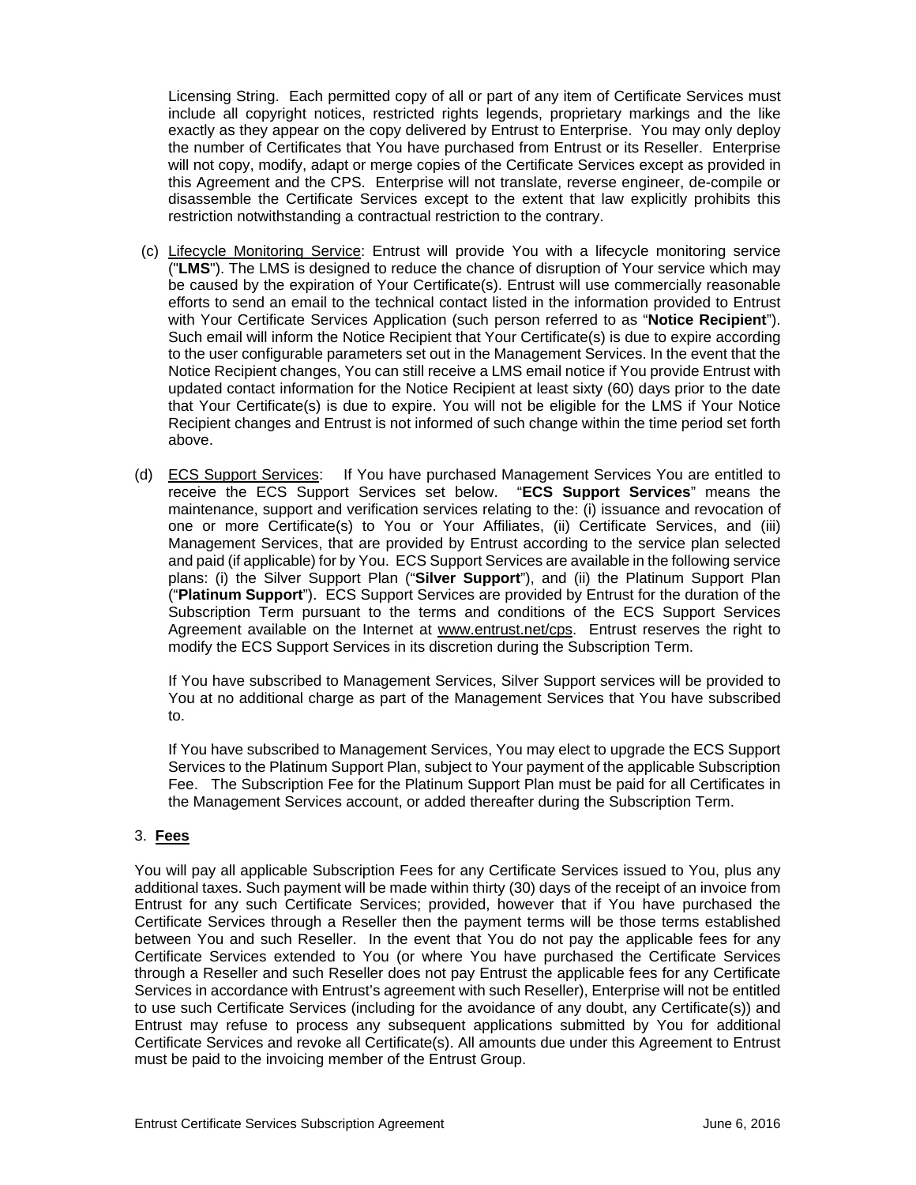Licensing String. Each permitted copy of all or part of any item of Certificate Services must include all copyright notices, restricted rights legends, proprietary markings and the like exactly as they appear on the copy delivered by Entrust to Enterprise. You may only deploy the number of Certificates that You have purchased from Entrust or its Reseller. Enterprise will not copy, modify, adapt or merge copies of the Certificate Services except as provided in this Agreement and the CPS. Enterprise will not translate, reverse engineer, de-compile or disassemble the Certificate Services except to the extent that law explicitly prohibits this restriction notwithstanding a contractual restriction to the contrary.

(c) Lifecycle Monitoring Service: Entrust will provide You with a lifecycle monitoring service ("**LMS**"). The LMS is designed to reduce the chance of disruption of Your service which may be caused by the expiration of Your Certificate(s). Entrust will use commercially reasonable efforts to send an email to the technical contact listed in the information provided to Entrust with Your Certificate Services Application (such person referred to as "**Notice Recipient**"). Such email will inform the Notice Recipient that Your Certificate(s) is due to expire according to the user configurable parameters set out in the Management Services. In the event that the Notice Recipient changes, You can still receive a LMS email notice if You provide Entrust with updated contact information for the Notice Recipient at least sixty (60) days prior to the date that Your Certificate(s) is due to expire. You will not be eligible for the LMS if Your Notice Recipient changes and Entrust is not informed of such change within the time period set forth above.

(d) ECS Support Services: If You have purchased Management Services You are entitled to receive the ECS Support Services set below. "**ECS Support Services**" means the maintenance, support and verification services relating to the: (i) issuance and revocation of one or more Certificate(s) to You or Your Affiliates, (ii) Certificate Services, and (iii) Management Services, that are provided by Entrust according to the service plan selected and paid (if applicable) for by You. ECS Support Services are available in the following service plans: (i) the Silver Support Plan ("**Silver Support**"), and (ii) the Platinum Support Plan ("**Platinum Support**"). ECS Support Services are provided by Entrust for the duration of the Subscription Term pursuant to the terms and conditions of the ECS Support Services Agreement available on the Internet at www.entrust.net/cps. Entrust reserves the right to modify the ECS Support Services in its discretion during the Subscription Term.

If You have subscribed to Management Services, Silver Support services will be provided to You at no additional charge as part of the Management Services that You have subscribed to.

If You have subscribed to Management Services, You may elect to upgrade the ECS Support Services to the Platinum Support Plan, subject to Your payment of the applicable Subscription Fee. The Subscription Fee for the Platinum Support Plan must be paid for all Certificates in the Management Services account, or added thereafter during the Subscription Term.

## 3. **Fees**

You will pay all applicable Subscription Fees for any Certificate Services issued to You, plus any additional taxes. Such payment will be made within thirty (30) days of the receipt of an invoice from Entrust for any such Certificate Services; provided, however that if You have purchased the Certificate Services through a Reseller then the payment terms will be those terms established between You and such Reseller. In the event that You do not pay the applicable fees for any Certificate Services extended to You (or where You have purchased the Certificate Services through a Reseller and such Reseller does not pay Entrust the applicable fees for any Certificate Services in accordance with Entrust's agreement with such Reseller), Enterprise will not be entitled to use such Certificate Services (including for the avoidance of any doubt, any Certificate(s)) and Entrust may refuse to process any subsequent applications submitted by You for additional Certificate Services and revoke all Certificate(s). All amounts due under this Agreement to Entrust must be paid to the invoicing member of the Entrust Group.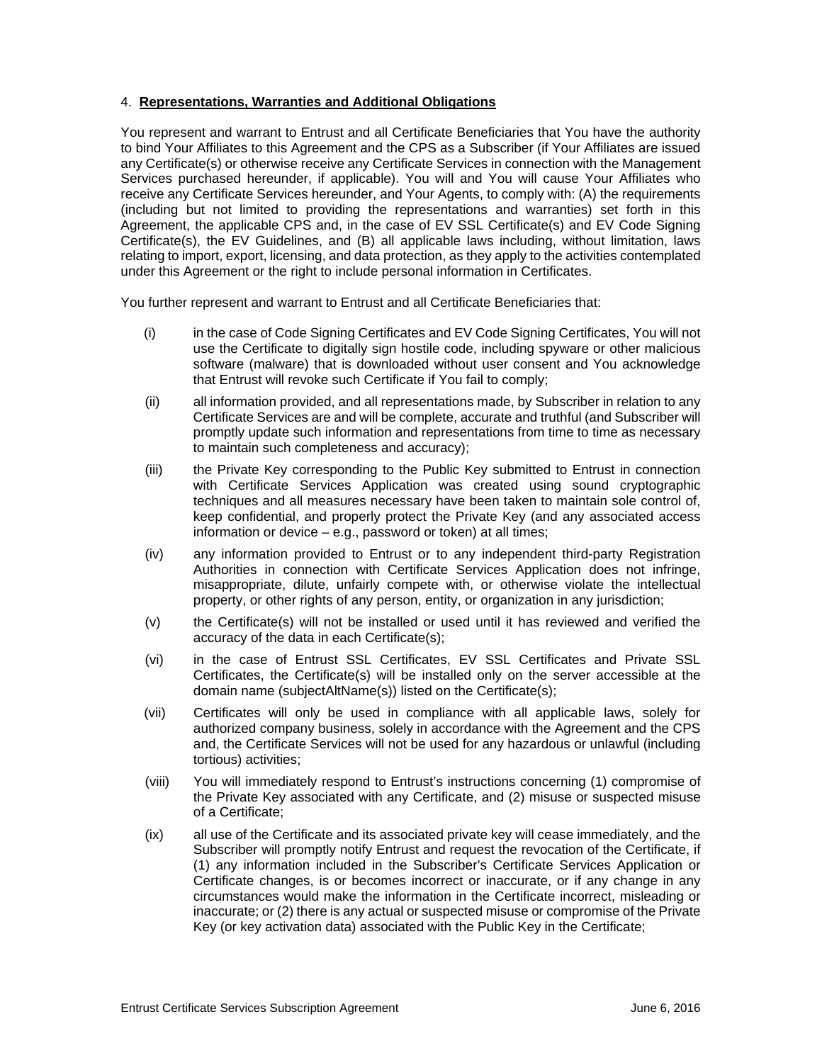## 4. **Representations, Warranties and Additional Obligations**

You represent and warrant to Entrust and all Certificate Beneficiaries that You have the authority to bind Your Affiliates to this Agreement and the CPS as a Subscriber (if Your Affiliates are issued any Certificate(s) or otherwise receive any Certificate Services in connection with the Management Services purchased hereunder, if applicable). You will and You will cause Your Affiliates who receive any Certificate Services hereunder, and Your Agents, to comply with: (A) the requirements (including but not limited to providing the representations and warranties) set forth in this Agreement, the applicable CPS and, in the case of EV SSL Certificate(s) and EV Code Signing Certificate(s), the EV Guidelines, and (B) all applicable laws including, without limitation, laws relating to import, export, licensing, and data protection, as they apply to the activities contemplated under this Agreement or the right to include personal information in Certificates.

You further represent and warrant to Entrust and all Certificate Beneficiaries that:

(i) in the case of Code Signing Certificates and EV Code Signing Certificates, You will not use the Certificate to digitally sign hostile code, including spyware or other malicious software (malware) that is downloaded without user consent and You acknowledge that Entrust will revoke such Certificate if You fail to comply;

(ii) all information provided, and all representations made, by Subscriber in relation to any Certificate Services are and will be complete, accurate and truthful (and Subscriber will promptly update such information and representations from time to time as necessary to maintain such completeness and accuracy);

(iii) the Private Key corresponding to the Public Key submitted to Entrust in connection with Certificate Services Application was created using sound cryptographic techniques and all measures necessary have been taken to maintain sole control of, keep confidential, and properly protect the Private Key (and any associated access information or device – e.g., password or token) at all times;

(iv) any information provided to Entrust or to any independent third-party Registration Authorities in connection with Certificate Services Application does not infringe, misappropriate, dilute, unfairly compete with, or otherwise violate the intellectual property, or other rights of any person, entity, or organization in any jurisdiction;

(v) the Certificate(s) will not be installed or used until it has reviewed and verified the accuracy of the data in each Certificate(s);

(vi) in the case of Entrust SSL Certificates, EV SSL Certificates and Private SSL Certificates, the Certificate(s) will be installed only on the server accessible at the domain name (subjectAltName(s)) listed on the Certificate(s);

(vii) Certificates will only be used in compliance with all applicable laws, solely for authorized company business, solely in accordance with the Agreement and the CPS and, the Certificate Services will not be used for any hazardous or unlawful (including tortious) activities;

(viii) You will immediately respond to Entrust's instructions concerning (1) compromise of the Private Key associated with any Certificate, and (2) misuse or suspected misuse of a Certificate;

(ix) all use of the Certificate and its associated private key will cease immediately, and the Subscriber will promptly notify Entrust and request the revocation of the Certificate, if (1) any information included in the Subscriber's Certificate Services Application or Certificate changes, is or becomes incorrect or inaccurate, or if any change in any circumstances would make the information in the Certificate incorrect, misleading or inaccurate; or (2) there is any actual or suspected misuse or compromise of the Private Key (or key activation data) associated with the Public Key in the Certificate;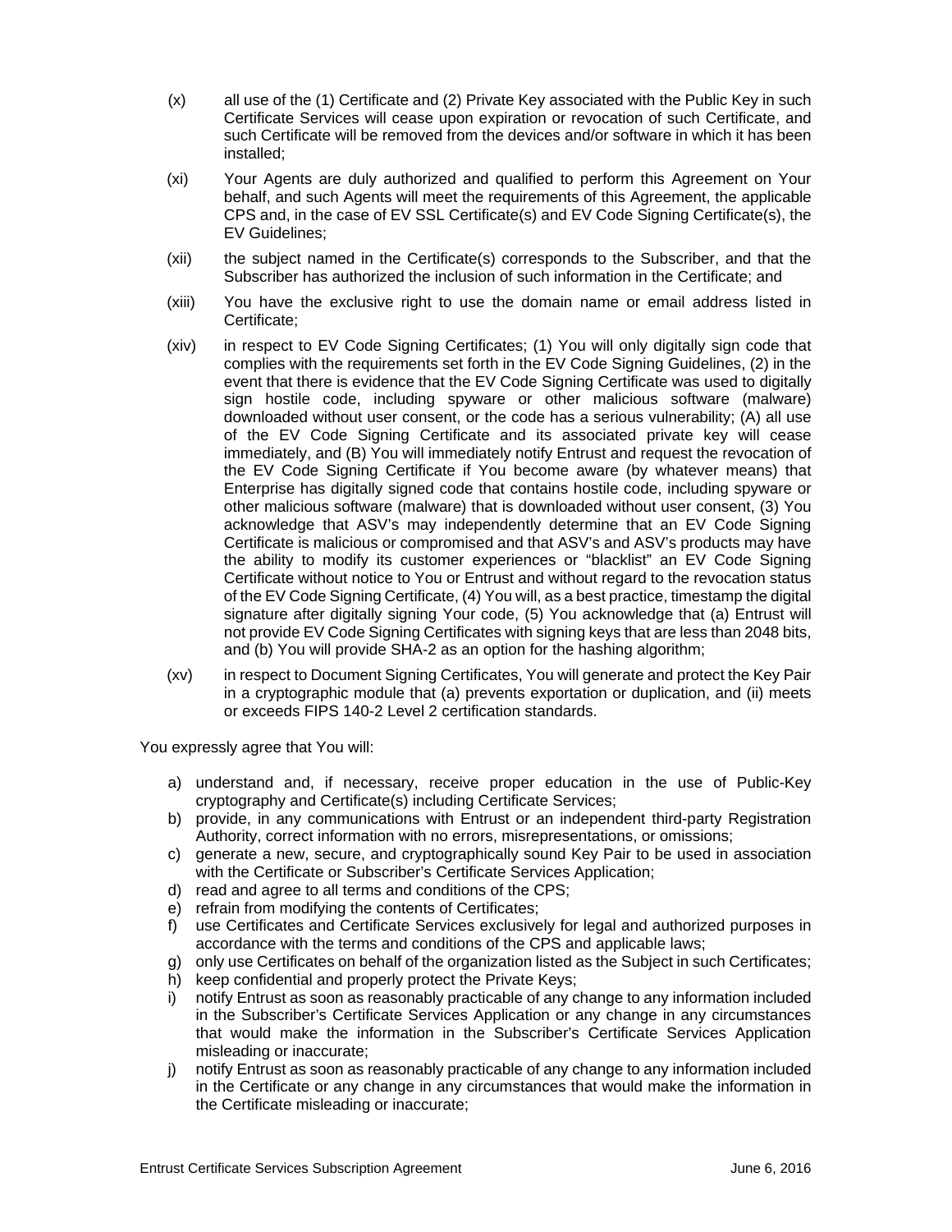(x) all use of the (1) Certificate and (2) Private Key associated with the Public Key in such Certificate Services will cease upon expiration or revocation of such Certificate, and such Certificate will be removed from the devices and/or software in which it has been installed;

(xi) Your Agents are duly authorized and qualified to perform this Agreement on Your behalf, and such Agents will meet the requirements of this Agreement, the applicable CPS and, in the case of EV SSL Certificate(s) and EV Code Signing Certificate(s), the EV Guidelines;

(xii) the subject named in the Certificate(s) corresponds to the Subscriber, and that the Subscriber has authorized the inclusion of such information in the Certificate; and

(xiii) You have the exclusive right to use the domain name or email address listed in Certificate;

(xiv) in respect to EV Code Signing Certificates; (1) You will only digitally sign code that complies with the requirements set forth in the EV Code Signing Guidelines, (2) in the event that there is evidence that the EV Code Signing Certificate was used to digitally sign hostile code, including spyware or other malicious software (malware) downloaded without user consent, or the code has a serious vulnerability; (A) all use of the EV Code Signing Certificate and its associated private key will cease immediately, and (B) You will immediately notify Entrust and request the revocation of the EV Code Signing Certificate if You become aware (by whatever means) that Enterprise has digitally signed code that contains hostile code, including spyware or other malicious software (malware) that is downloaded without user consent, (3) You acknowledge that ASV's may independently determine that an EV Code Signing Certificate is malicious or compromised and that ASV's and ASV's products may have the ability to modify its customer experiences or "blacklist" an EV Code Signing Certificate without notice to You or Entrust and without regard to the revocation status of the EV Code Signing Certificate, (4) You will, as a best practice, timestamp the digital signature after digitally signing Your code, (5) You acknowledge that (a) Entrust will not provide EV Code Signing Certificates with signing keys that are less than 2048 bits, and (b) You will provide SHA-2 as an option for the hashing algorithm;

(xv) in respect to Document Signing Certificates, You will generate and protect the Key Pair in a cryptographic module that (a) prevents exportation or duplication, and (ii) meets or exceeds FIPS 140-2 Level 2 certification standards.

You expressly agree that You will:

a) understand and, if necessary, receive proper education in the use of Public-Key cryptography and Certificate(s) including Certificate Services;
b) provide, in any communications with Entrust or an independent third-party Registration Authority, correct information with no errors, misrepresentations, or omissions;
c) generate a new, secure, and cryptographically sound Key Pair to be used in association with the Certificate or Subscriber's Certificate Services Application;
d) read and agree to all terms and conditions of the CPS;
e) refrain from modifying the contents of Certificates;
f) use Certificates and Certificate Services exclusively for legal and authorized purposes in accordance with the terms and conditions of the CPS and applicable laws;
g) only use Certificates on behalf of the organization listed as the Subject in such Certificates;
h) keep confidential and properly protect the Private Keys;
i) notify Entrust as soon as reasonably practicable of any change to any information included in the Subscriber's Certificate Services Application or any change in any circumstances that would make the information in the Subscriber's Certificate Services Application misleading or inaccurate;
j) notify Entrust as soon as reasonably practicable of any change to any information included in the Certificate or any change in any circumstances that would make the information in the Certificate misleading or inaccurate;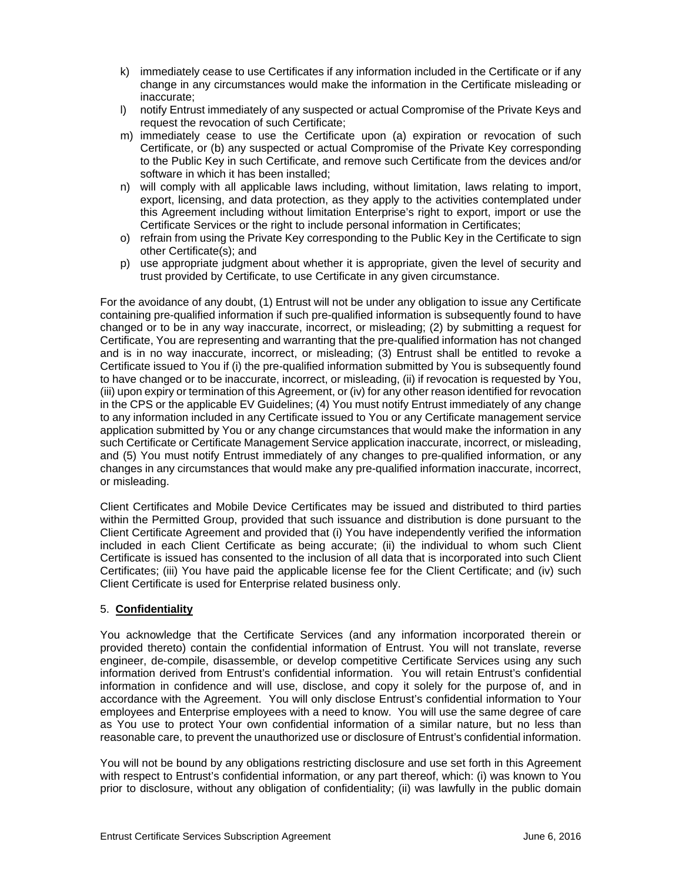k) immediately cease to use Certificates if any information included in the Certificate or if any change in any circumstances would make the information in the Certificate misleading or inaccurate;
l) notify Entrust immediately of any suspected or actual Compromise of the Private Keys and request the revocation of such Certificate;
m) immediately cease to use the Certificate upon (a) expiration or revocation of such Certificate, or (b) any suspected or actual Compromise of the Private Key corresponding to the Public Key in such Certificate, and remove such Certificate from the devices and/or software in which it has been installed;
n) will comply with all applicable laws including, without limitation, laws relating to import, export, licensing, and data protection, as they apply to the activities contemplated under this Agreement including without limitation Enterprise's right to export, import or use the Certificate Services or the right to include personal information in Certificates;
o) refrain from using the Private Key corresponding to the Public Key in the Certificate to sign other Certificate(s); and
p) use appropriate judgment about whether it is appropriate, given the level of security and trust provided by Certificate, to use Certificate in any given circumstance.

For the avoidance of any doubt, (1) Entrust will not be under any obligation to issue any Certificate containing pre-qualified information if such pre-qualified information is subsequently found to have changed or to be in any way inaccurate, incorrect, or misleading; (2) by submitting a request for Certificate, You are representing and warranting that the pre-qualified information has not changed and is in no way inaccurate, incorrect, or misleading; (3) Entrust shall be entitled to revoke a Certificate issued to You if (i) the pre-qualified information submitted by You is subsequently found to have changed or to be inaccurate, incorrect, or misleading, (ii) if revocation is requested by You, (iii) upon expiry or termination of this Agreement, or (iv) for any other reason identified for revocation in the CPS or the applicable EV Guidelines; (4) You must notify Entrust immediately of any change to any information included in any Certificate issued to You or any Certificate management service application submitted by You or any change circumstances that would make the information in any such Certificate or Certificate Management Service application inaccurate, incorrect, or misleading, and (5) You must notify Entrust immediately of any changes to pre-qualified information, or any changes in any circumstances that would make any pre-qualified information inaccurate, incorrect, or misleading.

Client Certificates and Mobile Device Certificates may be issued and distributed to third parties within the Permitted Group, provided that such issuance and distribution is done pursuant to the Client Certificate Agreement and provided that (i) You have independently verified the information included in each Client Certificate as being accurate; (ii) the individual to whom such Client Certificate is issued has consented to the inclusion of all data that is incorporated into such Client Certificates; (iii) You have paid the applicable license fee for the Client Certificate; and (iv) such Client Certificate is used for Enterprise related business only.

5. **Confidentiality**

You acknowledge that the Certificate Services (and any information incorporated therein or provided thereto) contain the confidential information of Entrust. You will not translate, reverse engineer, de-compile, disassemble, or develop competitive Certificate Services using any such information derived from Entrust's confidential information. You will retain Entrust's confidential information in confidence and will use, disclose, and copy it solely for the purpose of, and in accordance with the Agreement. You will only disclose Entrust's confidential information to Your employees and Enterprise employees with a need to know. You will use the same degree of care as You use to protect Your own confidential information of a similar nature, but no less than reasonable care, to prevent the unauthorized use or disclosure of Entrust's confidential information.

You will not be bound by any obligations restricting disclosure and use set forth in this Agreement with respect to Entrust's confidential information, or any part thereof, which: (i) was known to You prior to disclosure, without any obligation of confidentiality; (ii) was lawfully in the public domain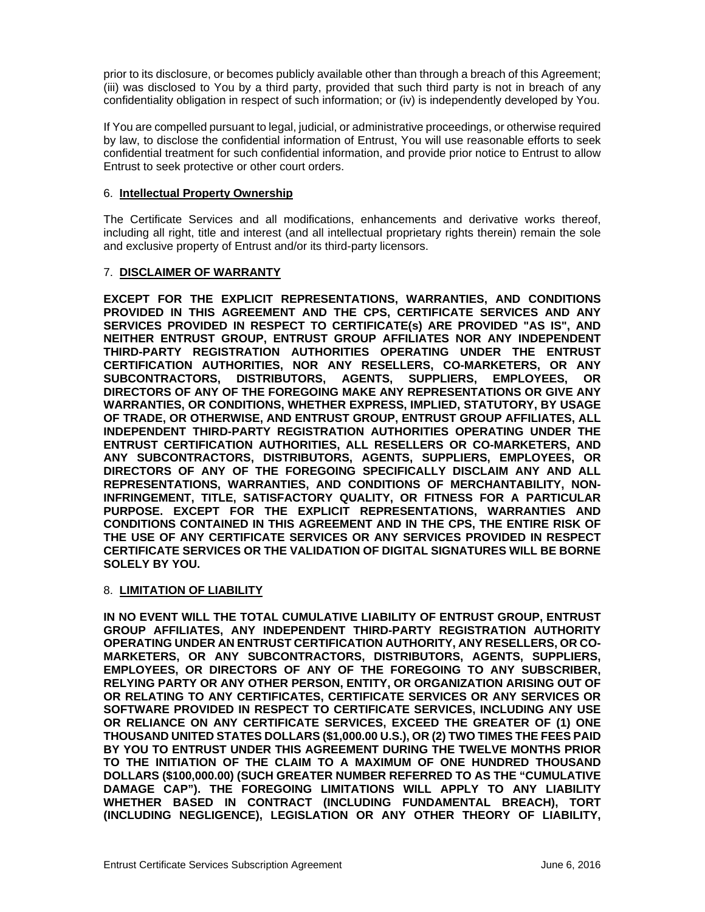prior to its disclosure, or becomes publicly available other than through a breach of this Agreement; (iii) was disclosed to You by a third party, provided that such third party is not in breach of any confidentiality obligation in respect of such information; or (iv) is independently developed by You.

If You are compelled pursuant to legal, judicial, or administrative proceedings, or otherwise required by law, to disclose the confidential information of Entrust, You will use reasonable efforts to seek confidential treatment for such confidential information, and provide prior notice to Entrust to allow Entrust to seek protective or other court orders.

## 6. **Intellectual Property Ownership**

The Certificate Services and all modifications, enhancements and derivative works thereof, including all right, title and interest (and all intellectual proprietary rights therein) remain the sole and exclusive property of Entrust and/or its third-party licensors.

## 7. **DISCLAIMER OF WARRANTY**

**EXCEPT FOR THE EXPLICIT REPRESENTATIONS, WARRANTIES, AND CONDITIONS PROVIDED IN THIS AGREEMENT AND THE CPS, CERTIFICATE SERVICES AND ANY SERVICES PROVIDED IN RESPECT TO CERTIFICATE(s) ARE PROVIDED "AS IS", AND NEITHER ENTRUST GROUP, ENTRUST GROUP AFFILIATES NOR ANY INDEPENDENT THIRD-PARTY REGISTRATION AUTHORITIES OPERATING UNDER THE ENTRUST CERTIFICATION AUTHORITIES, NOR ANY RESELLERS, CO-MARKETERS, OR ANY SUBCONTRACTORS, DISTRIBUTORS, AGENTS, SUPPLIERS, EMPLOYEES, OR DIRECTORS OF ANY OF THE FOREGOING MAKE ANY REPRESENTATIONS OR GIVE ANY WARRANTIES, OR CONDITIONS, WHETHER EXPRESS, IMPLIED, STATUTORY, BY USAGE OF TRADE, OR OTHERWISE, AND ENTRUST GROUP, ENTRUST GROUP AFFILIATES, ALL INDEPENDENT THIRD-PARTY REGISTRATION AUTHORITIES OPERATING UNDER THE ENTRUST CERTIFICATION AUTHORITIES, ALL RESELLERS OR CO-MARKETERS, AND ANY SUBCONTRACTORS, DISTRIBUTORS, AGENTS, SUPPLIERS, EMPLOYEES, OR DIRECTORS OF ANY OF THE FOREGOING SPECIFICALLY DISCLAIM ANY AND ALL REPRESENTATIONS, WARRANTIES, AND CONDITIONS OF MERCHANTABILITY, NON-INFRINGEMENT, TITLE, SATISFACTORY QUALITY, OR FITNESS FOR A PARTICULAR PURPOSE. EXCEPT FOR THE EXPLICIT REPRESENTATIONS, WARRANTIES AND CONDITIONS CONTAINED IN THIS AGREEMENT AND IN THE CPS, THE ENTIRE RISK OF THE USE OF ANY CERTIFICATE SERVICES OR ANY SERVICES PROVIDED IN RESPECT CERTIFICATE SERVICES OR THE VALIDATION OF DIGITAL SIGNATURES WILL BE BORNE SOLELY BY YOU.**

## 8. **LIMITATION OF LIABILITY**

**IN NO EVENT WILL THE TOTAL CUMULATIVE LIABILITY OF ENTRUST GROUP, ENTRUST GROUP AFFILIATES, ANY INDEPENDENT THIRD-PARTY REGISTRATION AUTHORITY OPERATING UNDER AN ENTRUST CERTIFICATION AUTHORITY, ANY RESELLERS, OR CO-MARKETERS, OR ANY SUBCONTRACTORS, DISTRIBUTORS, AGENTS, SUPPLIERS, EMPLOYEES, OR DIRECTORS OF ANY OF THE FOREGOING TO ANY SUBSCRIBER, RELYING PARTY OR ANY OTHER PERSON, ENTITY, OR ORGANIZATION ARISING OUT OF OR RELATING TO ANY CERTIFICATES, CERTIFICATE SERVICES OR ANY SERVICES OR SOFTWARE PROVIDED IN RESPECT TO CERTIFICATE SERVICES, INCLUDING ANY USE OR RELIANCE ON ANY CERTIFICATE SERVICES, EXCEED THE GREATER OF (1) ONE THOUSAND UNITED STATES DOLLARS ($1,000.00 U.S.), OR (2) TWO TIMES THE FEES PAID BY YOU TO ENTRUST UNDER THIS AGREEMENT DURING THE TWELVE MONTHS PRIOR TO THE INITIATION OF THE CLAIM TO A MAXIMUM OF ONE HUNDRED THOUSAND DOLLARS ($100,000.00) (SUCH GREATER NUMBER REFERRED TO AS THE "CUMULATIVE DAMAGE CAP"). THE FOREGOING LIMITATIONS WILL APPLY TO ANY LIABILITY WHETHER BASED IN CONTRACT (INCLUDING FUNDAMENTAL BREACH), TORT (INCLUDING NEGLIGENCE), LEGISLATION OR ANY OTHER THEORY OF LIABILITY,**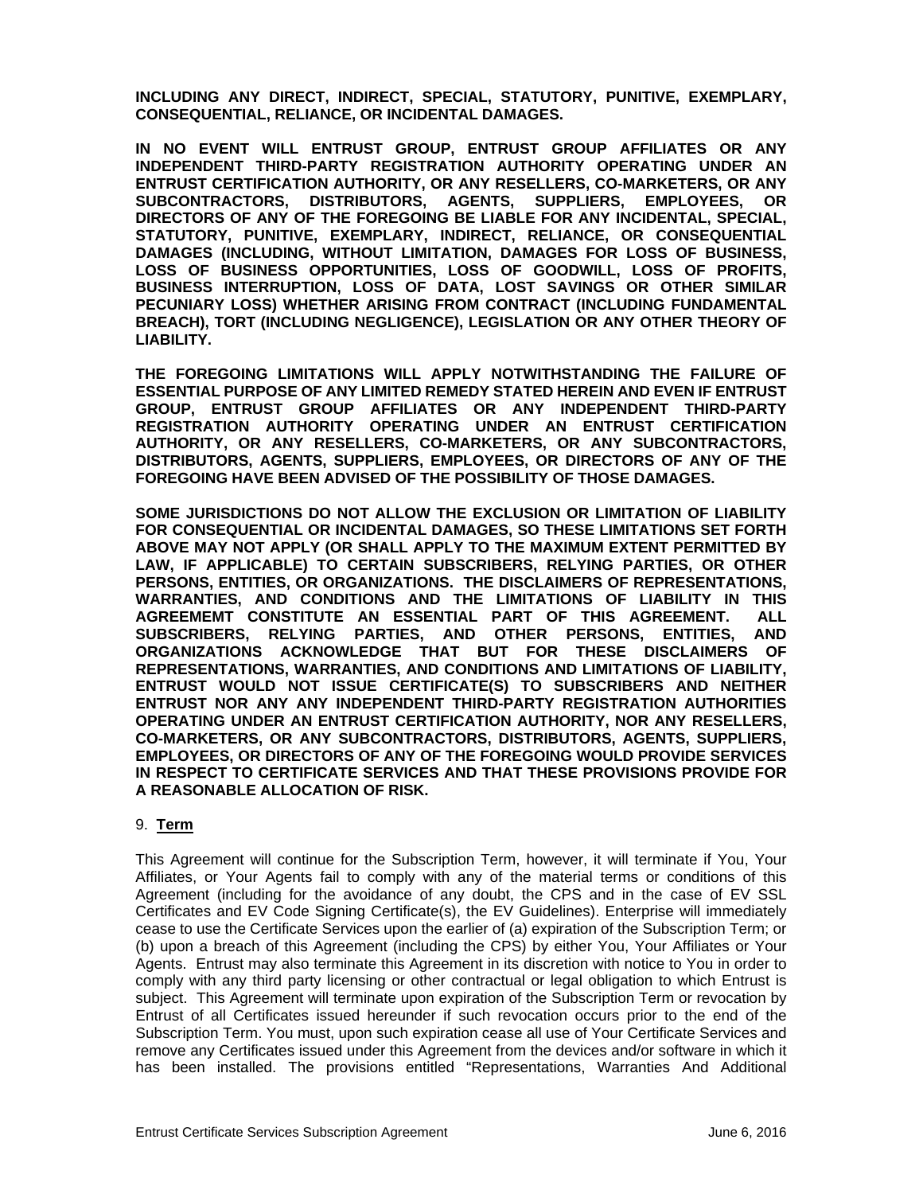**INCLUDING ANY DIRECT, INDIRECT, SPECIAL, STATUTORY, PUNITIVE, EXEMPLARY, CONSEQUENTIAL, RELIANCE, OR INCIDENTAL DAMAGES.**

**IN NO EVENT WILL ENTRUST GROUP, ENTRUST GROUP AFFILIATES OR ANY INDEPENDENT THIRD-PARTY REGISTRATION AUTHORITY OPERATING UNDER AN ENTRUST CERTIFICATION AUTHORITY, OR ANY RESELLERS, CO-MARKETERS, OR ANY SUBCONTRACTORS, DISTRIBUTORS, AGENTS, SUPPLIERS, EMPLOYEES, OR DIRECTORS OF ANY OF THE FOREGOING BE LIABLE FOR ANY INCIDENTAL, SPECIAL, STATUTORY, PUNITIVE, EXEMPLARY, INDIRECT, RELIANCE, OR CONSEQUENTIAL DAMAGES (INCLUDING, WITHOUT LIMITATION, DAMAGES FOR LOSS OF BUSINESS, LOSS OF BUSINESS OPPORTUNITIES, LOSS OF GOODWILL, LOSS OF PROFITS, BUSINESS INTERRUPTION, LOSS OF DATA, LOST SAVINGS OR OTHER SIMILAR PECUNIARY LOSS) WHETHER ARISING FROM CONTRACT (INCLUDING FUNDAMENTAL BREACH), TORT (INCLUDING NEGLIGENCE), LEGISLATION OR ANY OTHER THEORY OF LIABILITY.**

**THE FOREGOING LIMITATIONS WILL APPLY NOTWITHSTANDING THE FAILURE OF ESSENTIAL PURPOSE OF ANY LIMITED REMEDY STATED HEREIN AND EVEN IF ENTRUST GROUP, ENTRUST GROUP AFFILIATES OR ANY INDEPENDENT THIRD-PARTY REGISTRATION AUTHORITY OPERATING UNDER AN ENTRUST CERTIFICATION AUTHORITY, OR ANY RESELLERS, CO-MARKETERS, OR ANY SUBCONTRACTORS, DISTRIBUTORS, AGENTS, SUPPLIERS, EMPLOYEES, OR DIRECTORS OF ANY OF THE FOREGOING HAVE BEEN ADVISED OF THE POSSIBILITY OF THOSE DAMAGES.**

**SOME JURISDICTIONS DO NOT ALLOW THE EXCLUSION OR LIMITATION OF LIABILITY FOR CONSEQUENTIAL OR INCIDENTAL DAMAGES, SO THESE LIMITATIONS SET FORTH ABOVE MAY NOT APPLY (OR SHALL APPLY TO THE MAXIMUM EXTENT PERMITTED BY LAW, IF APPLICABLE) TO CERTAIN SUBSCRIBERS, RELYING PARTIES, OR OTHER PERSONS, ENTITIES, OR ORGANIZATIONS. THE DISCLAIMERS OF REPRESENTATIONS, WARRANTIES, AND CONDITIONS AND THE LIMITATIONS OF LIABILITY IN THIS AGREEMEMT CONSTITUTE AN ESSENTIAL PART OF THIS AGREEMENT. ALL SUBSCRIBERS, RELYING PARTIES, AND OTHER PERSONS, ENTITIES, AND ORGANIZATIONS ACKNOWLEDGE THAT BUT FOR THESE DISCLAIMERS OF REPRESENTATIONS, WARRANTIES, AND CONDITIONS AND LIMITATIONS OF LIABILITY, ENTRUST WOULD NOT ISSUE CERTIFICATE(S) TO SUBSCRIBERS AND NEITHER ENTRUST NOR ANY ANY INDEPENDENT THIRD-PARTY REGISTRATION AUTHORITIES OPERATING UNDER AN ENTRUST CERTIFICATION AUTHORITY, NOR ANY RESELLERS, CO-MARKETERS, OR ANY SUBCONTRACTORS, DISTRIBUTORS, AGENTS, SUPPLIERS, EMPLOYEES, OR DIRECTORS OF ANY OF THE FOREGOING WOULD PROVIDE SERVICES IN RESPECT TO CERTIFICATE SERVICES AND THAT THESE PROVISIONS PROVIDE FOR A REASONABLE ALLOCATION OF RISK.**

9. **Term**

This Agreement will continue for the Subscription Term, however, it will terminate if You, Your Affiliates, or Your Agents fail to comply with any of the material terms or conditions of this Agreement (including for the avoidance of any doubt, the CPS and in the case of EV SSL Certificates and EV Code Signing Certificate(s), the EV Guidelines). Enterprise will immediately cease to use the Certificate Services upon the earlier of (a) expiration of the Subscription Term; or (b) upon a breach of this Agreement (including the CPS) by either You, Your Affiliates or Your Agents. Entrust may also terminate this Agreement in its discretion with notice to You in order to comply with any third party licensing or other contractual or legal obligation to which Entrust is subject. This Agreement will terminate upon expiration of the Subscription Term or revocation by Entrust of all Certificates issued hereunder if such revocation occurs prior to the end of the Subscription Term. You must, upon such expiration cease all use of Your Certificate Services and remove any Certificates issued under this Agreement from the devices and/or software in which it has been installed. The provisions entitled "Representations, Warranties And Additional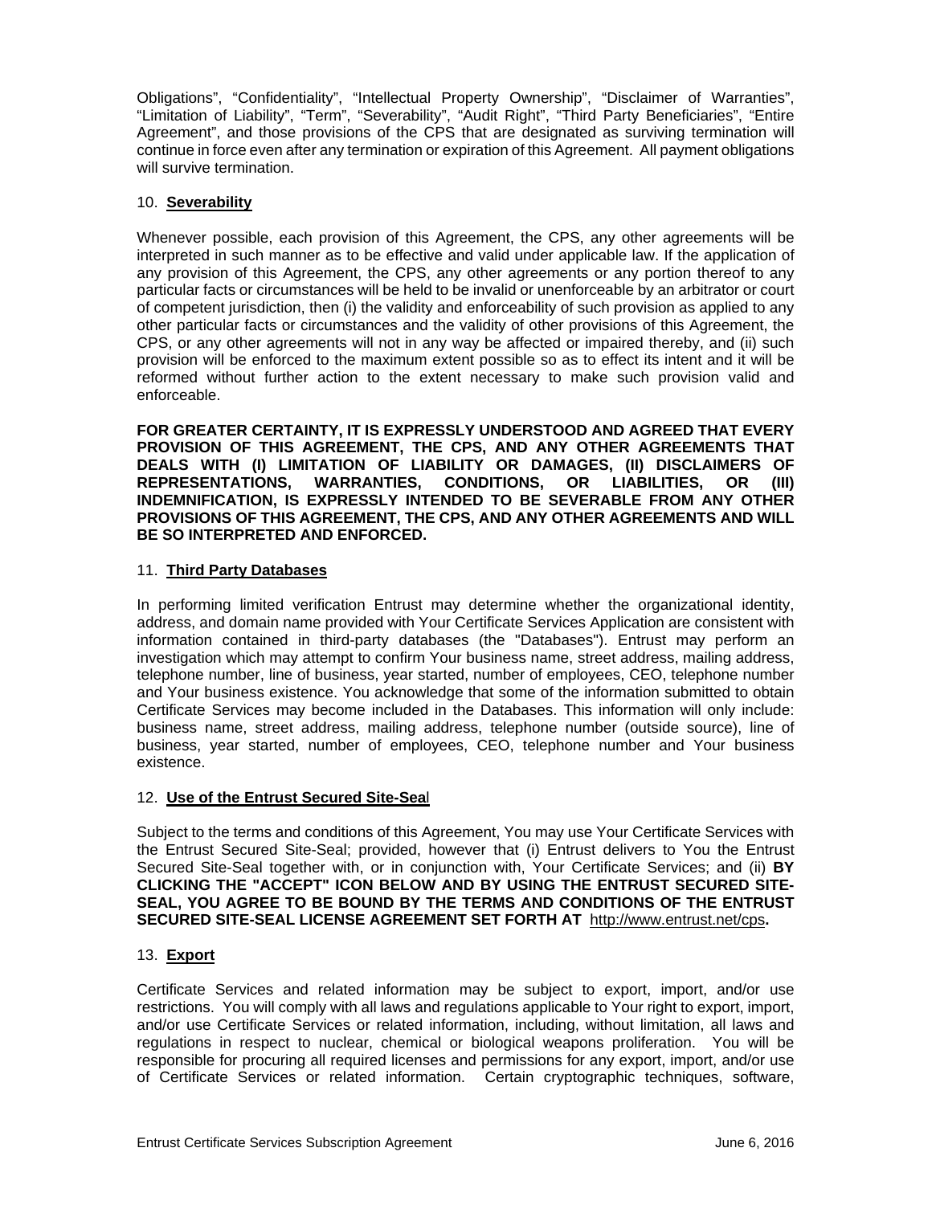Obligations", "Confidentiality", "Intellectual Property Ownership", "Disclaimer of Warranties", "Limitation of Liability", "Term", "Severability", "Audit Right", "Third Party Beneficiaries", "Entire Agreement", and those provisions of the CPS that are designated as surviving termination will continue in force even after any termination or expiration of this Agreement. All payment obligations will survive termination.

10. **Severability**

Whenever possible, each provision of this Agreement, the CPS, any other agreements will be interpreted in such manner as to be effective and valid under applicable law. If the application of any provision of this Agreement, the CPS, any other agreements or any portion thereof to any particular facts or circumstances will be held to be invalid or unenforceable by an arbitrator or court of competent jurisdiction, then (i) the validity and enforceability of such provision as applied to any other particular facts or circumstances and the validity of other provisions of this Agreement, the CPS, or any other agreements will not in any way be affected or impaired thereby, and (ii) such provision will be enforced to the maximum extent possible so as to effect its intent and it will be reformed without further action to the extent necessary to make such provision valid and enforceable.

**FOR GREATER CERTAINTY, IT IS EXPRESSLY UNDERSTOOD AND AGREED THAT EVERY PROVISION OF THIS AGREEMENT, THE CPS, AND ANY OTHER AGREEMENTS THAT DEALS WITH (I) LIMITATION OF LIABILITY OR DAMAGES, (II) DISCLAIMERS OF REPRESENTATIONS, WARRANTIES, CONDITIONS, OR LIABILITIES, OR (III) INDEMNIFICATION, IS EXPRESSLY INTENDED TO BE SEVERABLE FROM ANY OTHER PROVISIONS OF THIS AGREEMENT, THE CPS, AND ANY OTHER AGREEMENTS AND WILL BE SO INTERPRETED AND ENFORCED.**

11. **Third Party Databases**

In performing limited verification Entrust may determine whether the organizational identity, address, and domain name provided with Your Certificate Services Application are consistent with information contained in third-party databases (the "Databases"). Entrust may perform an investigation which may attempt to confirm Your business name, street address, mailing address, telephone number, line of business, year started, number of employees, CEO, telephone number and Your business existence. You acknowledge that some of the information submitted to obtain Certificate Services may become included in the Databases. This information will only include: business name, street address, mailing address, telephone number (outside source), line of business, year started, number of employees, CEO, telephone number and Your business existence.

12. **Use of the Entrust Secured Site-Seal**

Subject to the terms and conditions of this Agreement, You may use Your Certificate Services with the Entrust Secured Site-Seal; provided, however that (i) Entrust delivers to You the Entrust Secured Site-Seal together with, or in conjunction with, Your Certificate Services; and (ii) **BY CLICKING THE "ACCEPT" ICON BELOW AND BY USING THE ENTRUST SECURED SITE-SEAL, YOU AGREE TO BE BOUND BY THE TERMS AND CONDITIONS OF THE ENTRUST SECURED SITE-SEAL LICENSE AGREEMENT SET FORTH AT** http://www.entrust.net/cps**.**

13. **Export**

Certificate Services and related information may be subject to export, import, and/or use restrictions. You will comply with all laws and regulations applicable to Your right to export, import, and/or use Certificate Services or related information, including, without limitation, all laws and regulations in respect to nuclear, chemical or biological weapons proliferation. You will be responsible for procuring all required licenses and permissions for any export, import, and/or use of Certificate Services or related information. Certain cryptographic techniques, software,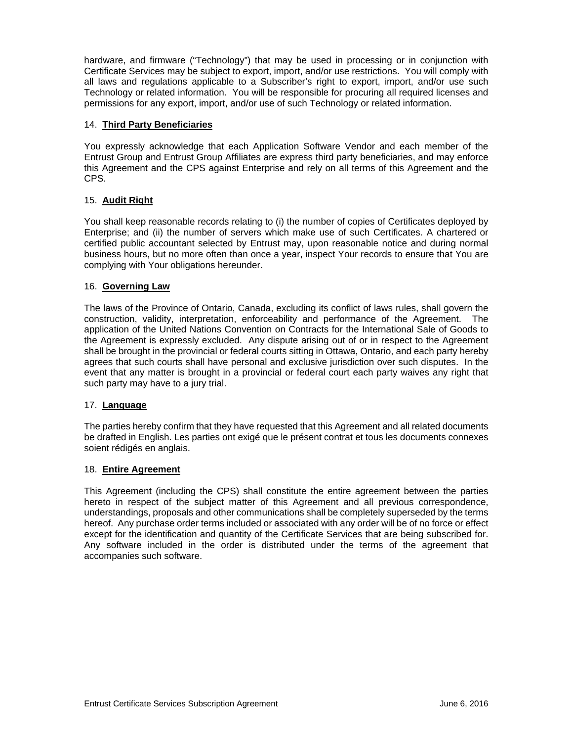hardware, and firmware (“Technology”) that may be used in processing or in conjunction with Certificate Services may be subject to export, import, and/or use restrictions. You will comply with all laws and regulations applicable to a Subscriber’s right to export, import, and/or use such Technology or related information. You will be responsible for procuring all required licenses and permissions for any export, import, and/or use of such Technology or related information.

## 14. **Third Party Beneficiaries**

You expressly acknowledge that each Application Software Vendor and each member of the Entrust Group and Entrust Group Affiliates are express third party beneficiaries, and may enforce this Agreement and the CPS against Enterprise and rely on all terms of this Agreement and the CPS.

## 15. **Audit Right**

You shall keep reasonable records relating to (i) the number of copies of Certificates deployed by Enterprise; and (ii) the number of servers which make use of such Certificates. A chartered or certified public accountant selected by Entrust may, upon reasonable notice and during normal business hours, but no more often than once a year, inspect Your records to ensure that You are complying with Your obligations hereunder.

## 16. **Governing Law**

The laws of the Province of Ontario, Canada, excluding its conflict of laws rules, shall govern the construction, validity, interpretation, enforceability and performance of the Agreement. The application of the United Nations Convention on Contracts for the International Sale of Goods to the Agreement is expressly excluded. Any dispute arising out of or in respect to the Agreement shall be brought in the provincial or federal courts sitting in Ottawa, Ontario, and each party hereby agrees that such courts shall have personal and exclusive jurisdiction over such disputes. In the event that any matter is brought in a provincial or federal court each party waives any right that such party may have to a jury trial.

## 17. **Language**

The parties hereby confirm that they have requested that this Agreement and all related documents be drafted in English. Les parties ont exigé que le présent contrat et tous les documents connexes soient rédigés en anglais.

## 18. **Entire Agreement**

This Agreement (including the CPS) shall constitute the entire agreement between the parties hereto in respect of the subject matter of this Agreement and all previous correspondence, understandings, proposals and other communications shall be completely superseded by the terms hereof. Any purchase order terms included or associated with any order will be of no force or effect except for the identification and quantity of the Certificate Services that are being subscribed for. Any software included in the order is distributed under the terms of the agreement that accompanies such software.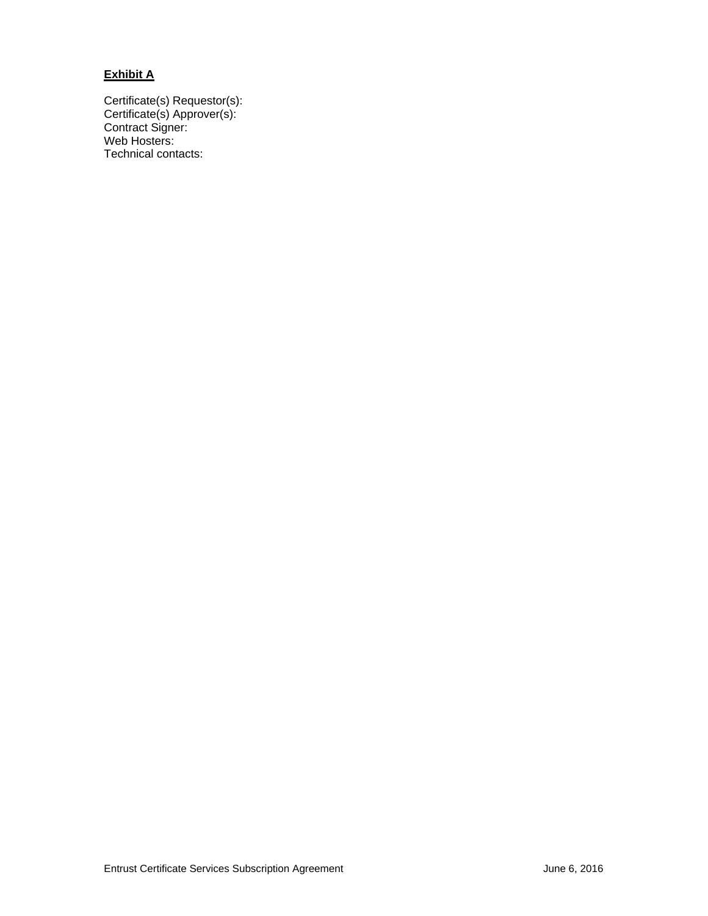**Exhibit A**

Certificate(s) Requestor(s):
Certificate(s) Approver(s):
Contract Signer:
Web Hosters:
Technical contacts: